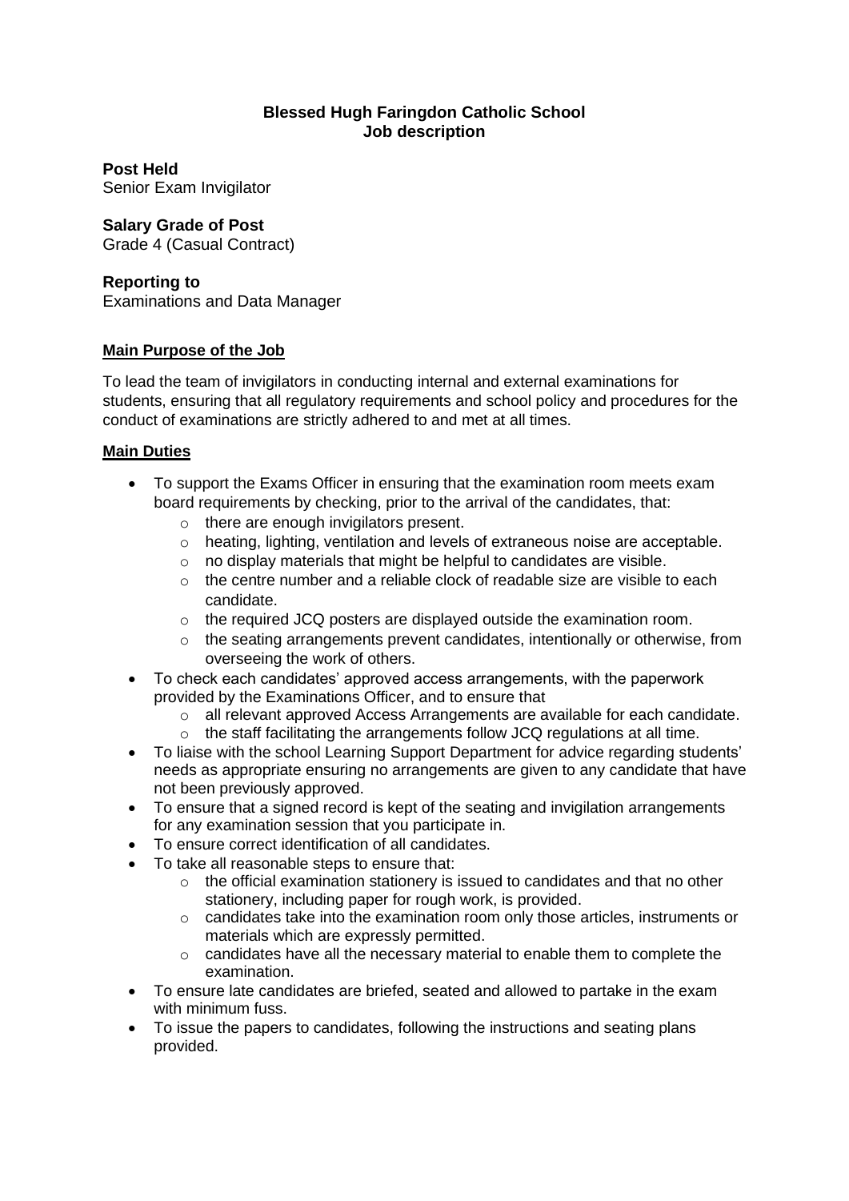**Blessed Hugh Faringdon Catholic School**
**Job description**

**Post Held**
Senior Exam Invigilator

**Salary Grade of Post**
Grade 4 (Casual Contract)

**Reporting to**
Examinations and Data Manager

**Main Purpose of the Job**

To lead the team of invigilators in conducting internal and external examinations for students, ensuring that all regulatory requirements and school policy and procedures for the conduct of examinations are strictly adhered to and met at all times.

**Main Duties**

- To support the Exams Officer in ensuring that the examination room meets exam board requirements by checking, prior to the arrival of the candidates, that:
  - there are enough invigilators present.
  - heating, lighting, ventilation and levels of extraneous noise are acceptable.
  - no display materials that might be helpful to candidates are visible.
  - the centre number and a reliable clock of readable size are visible to each candidate.
  - the required JCQ posters are displayed outside the examination room.
  - the seating arrangements prevent candidates, intentionally or otherwise, from overseeing the work of others.
- To check each candidates' approved access arrangements, with the paperwork provided by the Examinations Officer, and to ensure that
  - all relevant approved Access Arrangements are available for each candidate.
  - the staff facilitating the arrangements follow JCQ regulations at all time.
- To liaise with the school Learning Support Department for advice regarding students' needs as appropriate ensuring no arrangements are given to any candidate that have not been previously approved.
- To ensure that a signed record is kept of the seating and invigilation arrangements for any examination session that you participate in.
- To ensure correct identification of all candidates.
- To take all reasonable steps to ensure that:
  - the official examination stationery is issued to candidates and that no other stationery, including paper for rough work, is provided.
  - candidates take into the examination room only those articles, instruments or materials which are expressly permitted.
  - candidates have all the necessary material to enable them to complete the examination.
- To ensure late candidates are briefed, seated and allowed to partake in the exam with minimum fuss.
- To issue the papers to candidates, following the instructions and seating plans provided.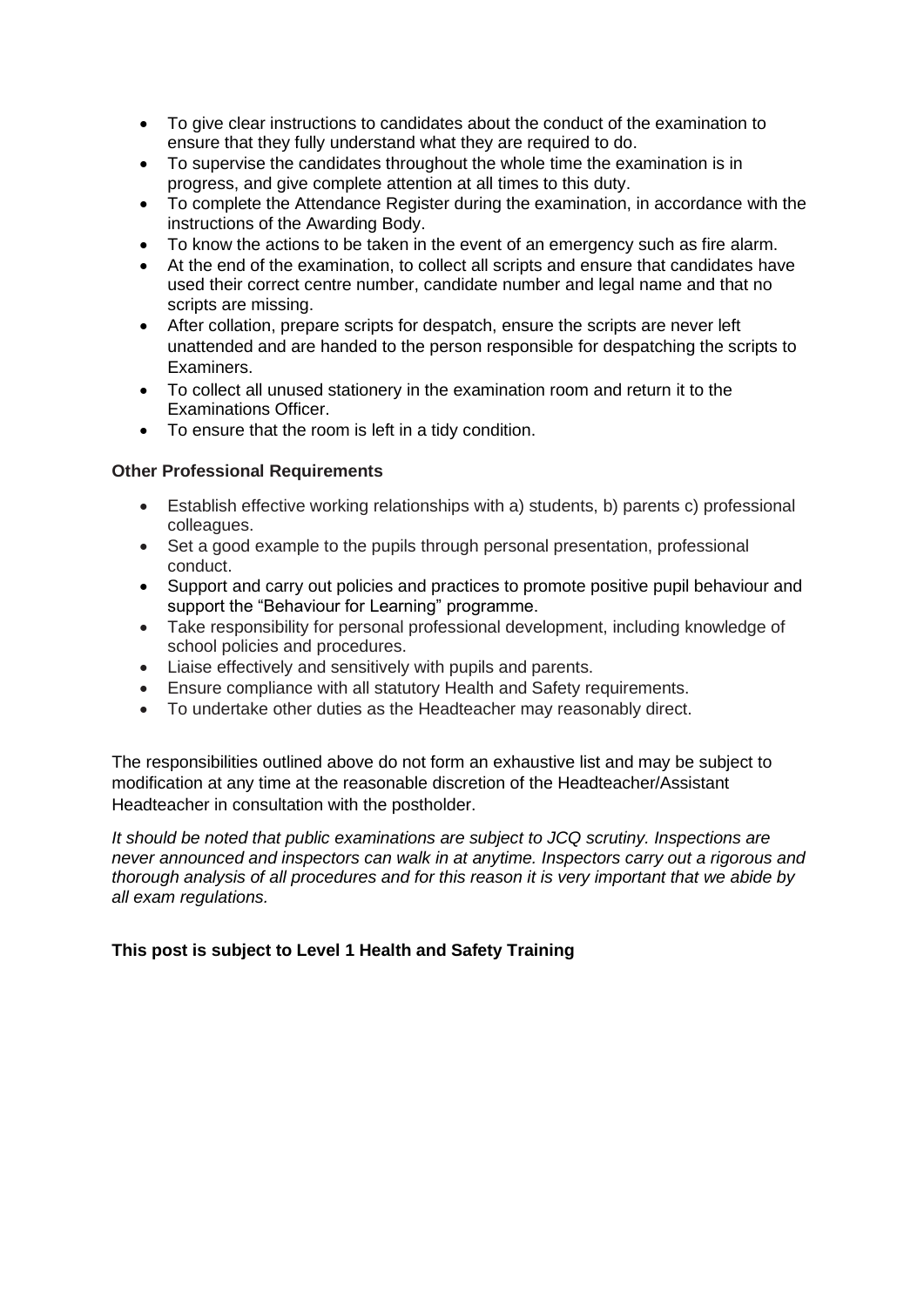- To give clear instructions to candidates about the conduct of the examination to ensure that they fully understand what they are required to do.
- To supervise the candidates throughout the whole time the examination is in progress, and give complete attention at all times to this duty.
- To complete the Attendance Register during the examination, in accordance with the instructions of the Awarding Body.
- To know the actions to be taken in the event of an emergency such as fire alarm.
- At the end of the examination, to collect all scripts and ensure that candidates have used their correct centre number, candidate number and legal name and that no scripts are missing.
- After collation, prepare scripts for despatch, ensure the scripts are never left unattended and are handed to the person responsible for despatching the scripts to Examiners.
- To collect all unused stationery in the examination room and return it to the Examinations Officer.
- To ensure that the room is left in a tidy condition.

**Other Professional Requirements**

- Establish effective working relationships with a) students, b) parents c) professional colleagues.
- Set a good example to the pupils through personal presentation, professional conduct.
- Support and carry out policies and practices to promote positive pupil behaviour and support the "Behaviour for Learning" programme.
- Take responsibility for personal professional development, including knowledge of school policies and procedures.
- Liaise effectively and sensitively with pupils and parents.
- Ensure compliance with all statutory Health and Safety requirements.
- To undertake other duties as the Headteacher may reasonably direct.

The responsibilities outlined above do not form an exhaustive list and may be subject to modification at any time at the reasonable discretion of the Headteacher/Assistant Headteacher in consultation with the postholder.

*It should be noted that public examinations are subject to JCQ scrutiny. Inspections are never announced and inspectors can walk in at anytime. Inspectors carry out a rigorous and thorough analysis of all procedures and for this reason it is very important that we abide by all exam regulations.*

**This post is subject to Level 1 Health and Safety Training**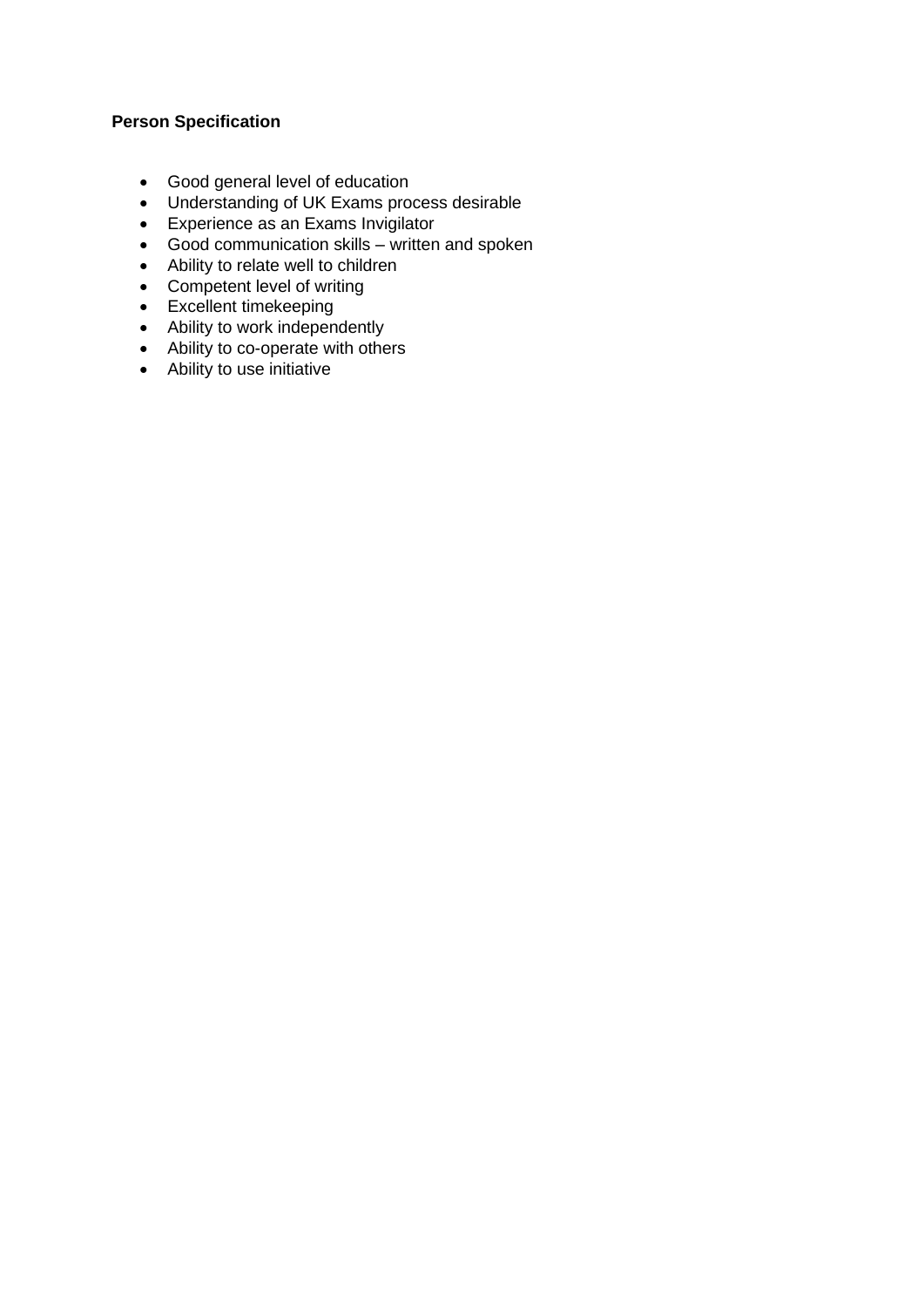**Person Specification**

- Good general level of education
- Understanding of UK Exams process desirable
- Experience as an Exams Invigilator
- Good communication skills – written and spoken
- Ability to relate well to children
- Competent level of writing
- Excellent timekeeping
- Ability to work independently
- Ability to co-operate with others
- Ability to use initiative